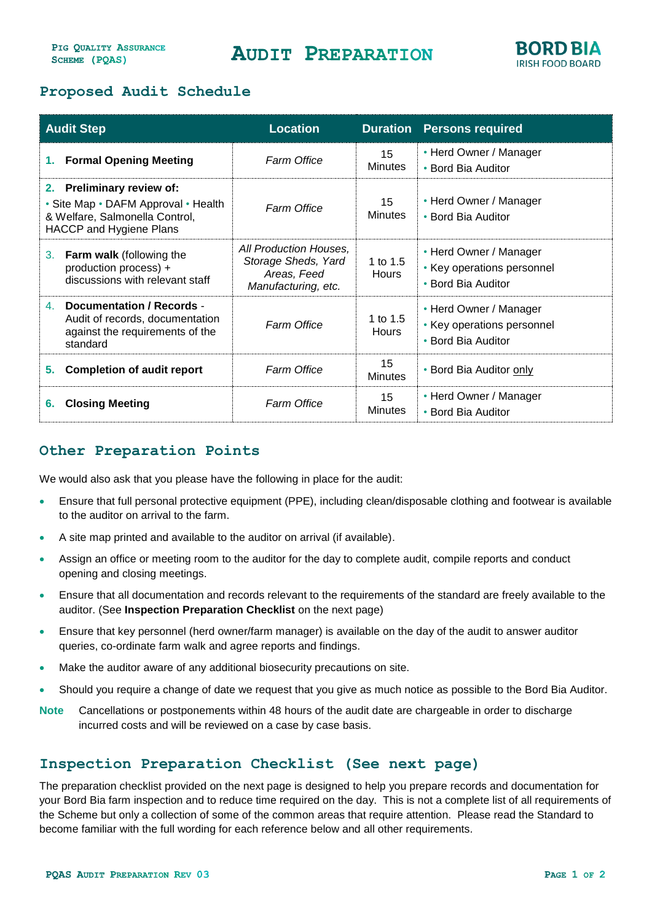Pig Quality Assurance Scheme (PQAS)

# Audit Preparation

BORD BIA
IRISH FOOD BOARD

## Proposed Audit Schedule

| Audit Step | Location | Duration | Persons required |
|---|---|---|---|
| 1. **Formal Opening Meeting** | *Farm Office* | 15 Minutes | • Herd Owner / Manager<br>• Bord Bia Auditor |
| 2. **Preliminary review of:**<br>• Site Map • DAFM Approval • Health & Welfare, Salmonella Control, HACCP and Hygiene Plans | *Farm Office* | 15 Minutes | • Herd Owner / Manager<br>• Bord Bia Auditor |
| 3. **Farm walk** (following the production process) + discussions with relevant staff | *All Production Houses, Storage Sheds, Yard Areas, Feed Manufacturing, etc.* | 1 to 1.5 Hours | • Herd Owner / Manager<br>• Key operations personnel<br>• Bord Bia Auditor |
| 4. **Documentation / Records** - Audit of records, documentation against the requirements of the standard | *Farm Office* | 1 to 1.5 Hours | • Herd Owner / Manager<br>• Key operations personnel<br>• Bord Bia Auditor |
| 5. **Completion of audit report** | *Farm Office* | 15 Minutes | • Bord Bia Auditor only |
| 6. **Closing Meeting** | *Farm Office* | 15 Minutes | • Herd Owner / Manager<br>• Bord Bia Auditor |

## Other Preparation Points

We would also ask that you please have the following in place for the audit:

- Ensure that full personal protective equipment (PPE), including clean/disposable clothing and footwear is available to the auditor on arrival to the farm.
- A site map printed and available to the auditor on arrival (if available).
- Assign an office or meeting room to the auditor for the day to complete audit, compile reports and conduct opening and closing meetings.
- Ensure that all documentation and records relevant to the requirements of the standard are freely available to the auditor. (See **Inspection Preparation Checklist** on the next page)
- Ensure that key personnel (herd owner/farm manager) is available on the day of the audit to answer auditor queries, co-ordinate farm walk and agree reports and findings.
- Make the auditor aware of any additional biosecurity precautions on site.
- Should you require a change of date we request that you give as much notice as possible to the Bord Bia Auditor.

**Note** Cancellations or postponements within 48 hours of the audit date are chargeable in order to discharge incurred costs and will be reviewed on a case by case basis.

## Inspection Preparation Checklist (See next page)

The preparation checklist provided on the next page is designed to help you prepare records and documentation for your Bord Bia farm inspection and to reduce time required on the day. This is not a complete list of all requirements of the Scheme but only a collection of some of the common areas that require attention. Please read the Standard to become familiar with the full wording for each reference below and all other requirements.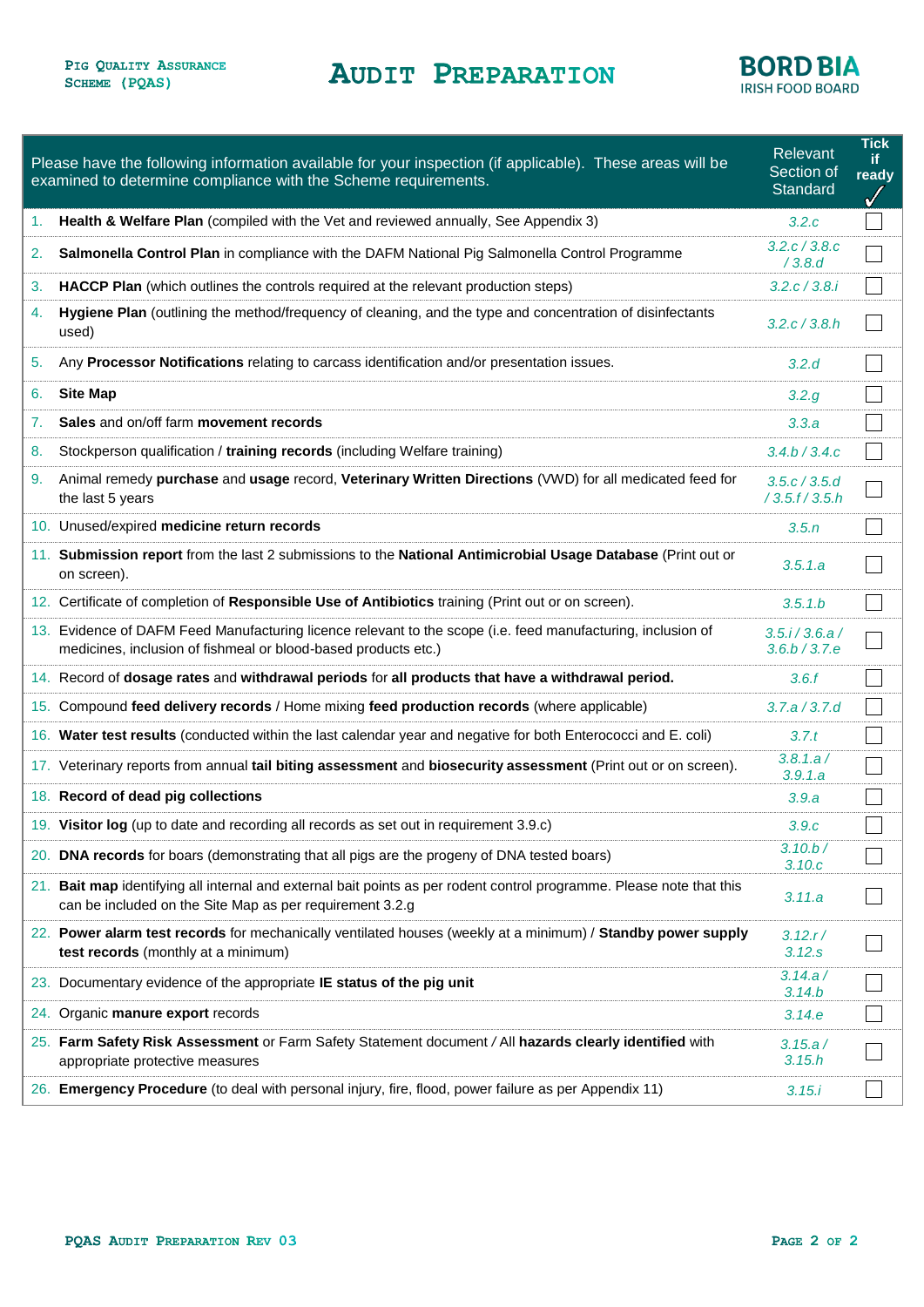# Audit Preparation

| Please have the following information available for your inspection (if applicable). These areas will be examined to determine compliance with the Scheme requirements. | Relevant Section of Standard | Tick if ready ✓ |
|---|---|---|
| 1. **Health & Welfare Plan** (compiled with the Vet and reviewed annually, See Appendix 3) | 3.2.c | ☐ |
| 2. **Salmonella Control Plan** in compliance with the DAFM National Pig Salmonella Control Programme | 3.2.c / 3.8.c / 3.8.d | ☐ |
| 3. **HACCP Plan** (which outlines the controls required at the relevant production steps) | 3.2.c / 3.8.i | ☐ |
| 4. **Hygiene Plan** (outlining the method/frequency of cleaning, and the type and concentration of disinfectants used) | 3.2.c / 3.8.h | ☐ |
| 5. Any **Processor Notifications** relating to carcass identification and/or presentation issues. | 3.2.d | ☐ |
| 6. **Site Map** | 3.2.g | ☐ |
| 7. **Sales** and on/off farm **movement records** | 3.3.a | ☐ |
| 8. Stockperson qualification / **training records** (including Welfare training) | 3.4.b / 3.4.c | ☐ |
| 9. Animal remedy **purchase** and **usage** record, **Veterinary Written Directions** (VWD) for all medicated feed for the last 5 years | 3.5.c / 3.5.d / 3.5.f / 3.5.h | ☐ |
| 10. Unused/expired **medicine return records** | 3.5.n | ☐ |
| 11. **Submission report** from the last 2 submissions to the **National Antimicrobial Usage Database** (Print out or on screen). | 3.5.1.a | ☐ |
| 12. Certificate of completion of **Responsible Use of Antibiotics** training (Print out or on screen). | 3.5.1.b | ☐ |
| 13. Evidence of DAFM Feed Manufacturing licence relevant to the scope (i.e. feed manufacturing, inclusion of medicines, inclusion of fishmeal or blood-based products etc.) | 3.5.i / 3.6.a / 3.6.b / 3.7.e | ☐ |
| 14. Record of **dosage rates** and **withdrawal periods** for **all products that have a withdrawal period.** | 3.6.f | ☐ |
| 15. Compound **feed delivery records** / Home mixing **feed production records** (where applicable) | 3.7.a / 3.7.d | ☐ |
| 16. **Water test results** (conducted within the last calendar year and negative for both Enterococci and E. coli) | 3.7.t | ☐ |
| 17. Veterinary reports from annual **tail biting assessment** and **biosecurity assessment** (Print out or on screen). | 3.8.1.a / 3.9.1.a | ☐ |
| 18. **Record of dead pig collections** | 3.9.a | ☐ |
| 19. **Visitor log** (up to date and recording all records as set out in requirement 3.9.c) | 3.9.c | ☐ |
| 20. **DNA records** for boars (demonstrating that all pigs are the progeny of DNA tested boars) | 3.10.b / 3.10.c | ☐ |
| 21. **Bait map** identifying all internal and external bait points as per rodent control programme. Please note that this can be included on the Site Map as per requirement 3.2.g | 3.11.a | ☐ |
| 22. **Power alarm test records** for mechanically ventilated houses (weekly at a minimum) / **Standby power supply test records** (monthly at a minimum) | 3.12.r / 3.12.s | ☐ |
| 23. Documentary evidence of the appropriate **IE status of the pig unit** | 3.14.a / 3.14.b | ☐ |
| 24. Organic **manure export** records | 3.14.e | ☐ |
| 25. **Farm Safety Risk Assessment** or Farm Safety Statement document / All **hazards clearly identified** with appropriate protective measures | 3.15.a / 3.15.h | ☐ |
| 26. **Emergency Procedure** (to deal with personal injury, fire, flood, power failure as per Appendix 11) | 3.15.i | ☐ |